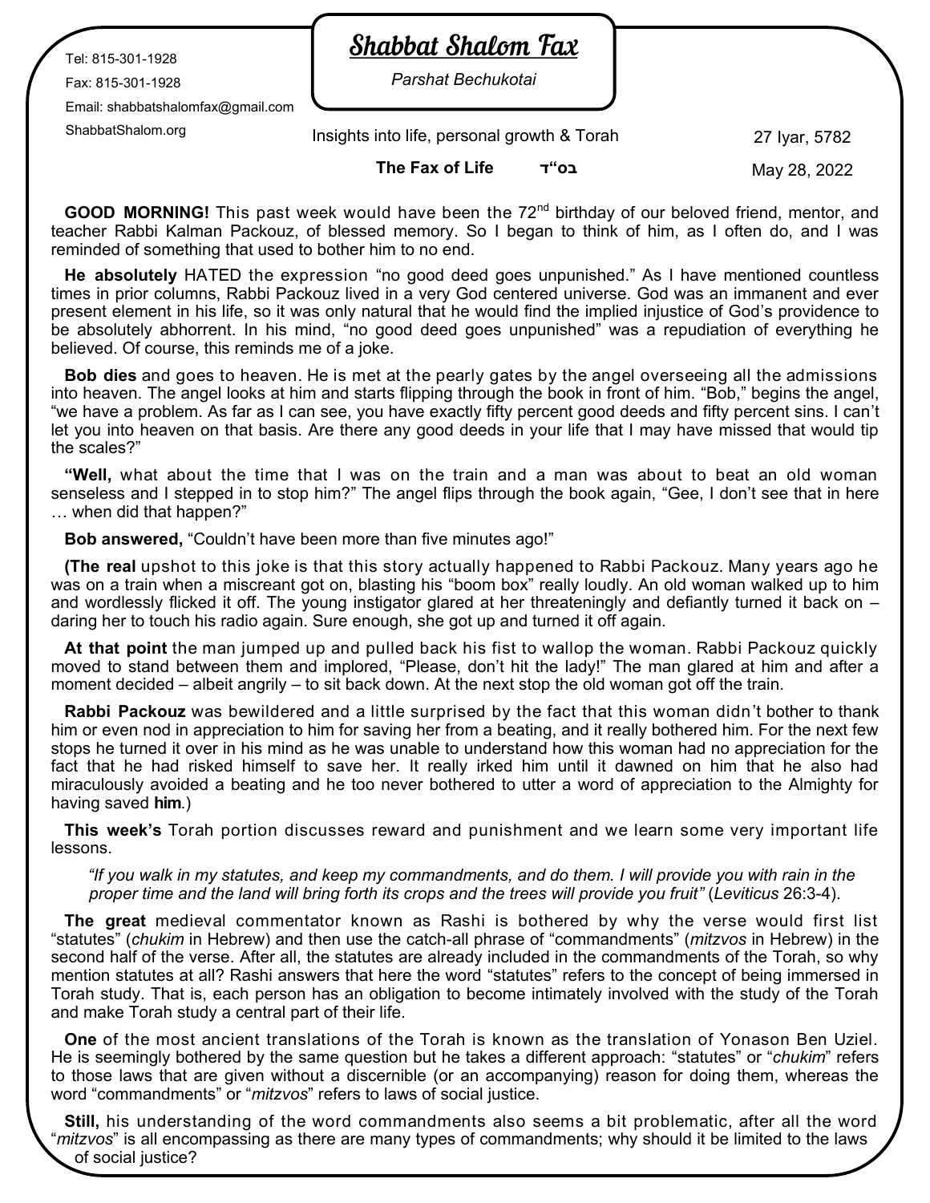Tel: 815-301-1928

Fax: 815-301-1928

Email: shabbatshalomfax@gmail.com

ShabbatShalom.org

# Shabbat Shalom Fax

*Parshat Bechukotai*

Insights into life, personal growth & Torah

27 Iyar, 5782

**The Fax of Life** **בס"ד**

May 28, 2022

**GOOD MORNING!** This past week would have been the 72nd birthday of our beloved friend, mentor, and teacher Rabbi Kalman Packouz, of blessed memory. So I began to think of him, as I often do, and I was reminded of something that used to bother him to no end.

**He absolutely** HATED the expression "no good deed goes unpunished." As I have mentioned countless times in prior columns, Rabbi Packouz lived in a very God centered universe. God was an immanent and ever present element in his life, so it was only natural that he would find the implied injustice of God's providence to be absolutely abhorrent. In his mind, "no good deed goes unpunished" was a repudiation of everything he believed. Of course, this reminds me of a joke.

**Bob dies** and goes to heaven. He is met at the pearly gates by the angel overseeing all the admissions into heaven. The angel looks at him and starts flipping through the book in front of him. "Bob," begins the angel, "we have a problem. As far as I can see, you have exactly fifty percent good deeds and fifty percent sins. I can't let you into heaven on that basis. Are there any good deeds in your life that I may have missed that would tip the scales?"

**"Well,** what about the time that I was on the train and a man was about to beat an old woman senseless and I stepped in to stop him?" The angel flips through the book again, "Gee, I don't see that in here … when did that happen?"

**Bob answered,** "Couldn't have been more than five minutes ago!"

**(The real** upshot to this joke is that this story actually happened to Rabbi Packouz. Many years ago he was on a train when a miscreant got on, blasting his "boom box" really loudly. An old woman walked up to him and wordlessly flicked it off. The young instigator glared at her threateningly and defiantly turned it back on – daring her to touch his radio again. Sure enough, she got up and turned it off again.

**At that point** the man jumped up and pulled back his fist to wallop the woman. Rabbi Packouz quickly moved to stand between them and implored, "Please, don't hit the lady!" The man glared at him and after a moment decided – albeit angrily – to sit back down. At the next stop the old woman got off the train.

**Rabbi Packouz** was bewildered and a little surprised by the fact that this woman didn't bother to thank him or even nod in appreciation to him for saving her from a beating, and it really bothered him. For the next few stops he turned it over in his mind as he was unable to understand how this woman had no appreciation for the fact that he had risked himself to save her. It really irked him until it dawned on him that he also had miraculously avoided a beating and he too never bothered to utter a word of appreciation to the Almighty for having saved **him**.)

**This week's** Torah portion discusses reward and punishment and we learn some very important life lessons.

*"If you walk in my statutes, and keep my commandments, and do them. I will provide you with rain in the proper time and the land will bring forth its crops and the trees will provide you fruit"* (*Leviticus* 26:3-4).

**The great** medieval commentator known as Rashi is bothered by why the verse would first list "statutes" (*chukim* in Hebrew) and then use the catch-all phrase of "commandments" (*mitzvos* in Hebrew) in the second half of the verse. After all, the statutes are already included in the commandments of the Torah, so why mention statutes at all? Rashi answers that here the word "statutes" refers to the concept of being immersed in Torah study. That is, each person has an obligation to become intimately involved with the study of the Torah and make Torah study a central part of their life.

**One** of the most ancient translations of the Torah is known as the translation of Yonason Ben Uziel. He is seemingly bothered by the same question but he takes a different approach: "statutes" or "*chukim*" refers to those laws that are given without a discernible (or an accompanying) reason for doing them, whereas the word "commandments" or "*mitzvos*" refers to laws of social justice.

**Still,** his understanding of the word commandments also seems a bit problematic, after all the word "*mitzvos*" is all encompassing as there are many types of commandments; why should it be limited to the laws of social justice?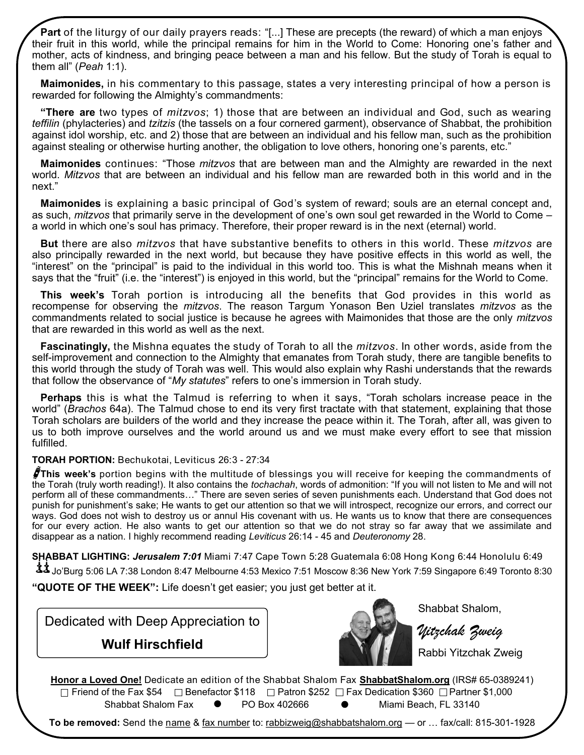**Part** of the liturgy of our daily prayers reads: "[...] These are precepts (the reward) of which a man enjoys their fruit in this world, while the principal remains for him in the World to Come: Honoring one's father and mother, acts of kindness, and bringing peace between a man and his fellow. But the study of Torah is equal to them all" (*Peah* 1:1).

**Maimonides,** in his commentary to this passage, states a very interesting principal of how a person is rewarded for following the Almighty's commandments:

**"There are** two types of *mitzvos*; 1) those that are between an individual and God, such as wearing *teffilin* (phylacteries) and *tzitzis* (the tassels on a four cornered garment), observance of Shabbat, the prohibition against idol worship, etc. and 2) those that are between an individual and his fellow man, such as the prohibition against stealing or otherwise hurting another, the obligation to love others, honoring one's parents, etc."

**Maimonides** continues: "Those *mitzvos* that are between man and the Almighty are rewarded in the next world. *Mitzvos* that are between an individual and his fellow man are rewarded both in this world and in the next."

**Maimonides** is explaining a basic principal of God's system of reward; souls are an eternal concept and, as such, *mitzvos* that primarily serve in the development of one's own soul get rewarded in the World to Come – a world in which one's soul has primacy. Therefore, their proper reward is in the next (eternal) world.

**But** there are also *mitzvos* that have substantive benefits to others in this world. These *mitzvos* are also principally rewarded in the next world, but because they have positive effects in this world as well, the "interest" on the "principal" is paid to the individual in this world too. This is what the Mishnah means when it says that the "fruit" (i.e. the "interest") is enjoyed in this world, but the "principal" remains for the World to Come.

**This week's** Torah portion is introducing all the benefits that God provides in this world as recompense for observing the *mitzvos*. The reason Targum Yonason Ben Uziel translates *mitzvos* as the commandments related to social justice is because he agrees with Maimonides that those are the only *mitzvos* that are rewarded in this world as well as the next.

**Fascinatingly,** the Mishna equates the study of Torah to all the *mitzvos*. In other words, aside from the self-improvement and connection to the Almighty that emanates from Torah study, there are tangible benefits to this world through the study of Torah was well. This would also explain why Rashi understands that the rewards that follow the observance of "*My statutes*" refers to one's immersion in Torah study.

**Perhaps** this is what the Talmud is referring to when it says, "Torah scholars increase peace in the world" (*Brachos* 64a). The Talmud chose to end its very first tractate with that statement, explaining that those Torah scholars are builders of the world and they increase the peace within it. The Torah, after all, was given to us to both improve ourselves and the world around us and we must make every effort to see that mission fulfilled.

**TORAH PORTION:** Bechukotai, Leviticus 26:3 - 27:34

**This week's** portion begins with the multitude of blessings you will receive for keeping the commandments of the Torah (truly worth reading!). It also contains the *tochachah*, words of admonition: "If you will not listen to Me and will not perform all of these commandments…" There are seven series of seven punishments each. Understand that God does not punish for punishment's sake; He wants to get our attention so that we will introspect, recognize our errors, and correct our ways. God does not wish to destroy us or annul His covenant with us. He wants us to know that there are consequences for our every action. He also wants to get our attention so that we do not stray so far away that we assimilate and disappear as a nation. I highly recommend reading *Leviticus* 26:14 - 45 and *Deuteronomy* 28.

**SHABBAT LIGHTING:** ***Jerusalem 7:01*** Miami 7:47 Cape Town 5:28 Guatemala 6:08 Hong Kong 6:44 Honolulu 6:49 Jo'Burg 5:06 LA 7:38 London 8:47 Melbourne 4:53 Mexico 7:51 Moscow 8:36 New York 7:59 Singapore 6:49 Toronto 8:30

**"QUOTE OF THE WEEK":** Life doesn't get easier; you just get better at it.

Dedicated with Deep Appreciation to

**Wulf Hirschfield**

Shabbat Shalom,

*Yitzchak Zweig*

Rabbi Yitzchak Zweig

**Honor a Loved One!** Dedicate an edition of the Shabbat Shalom Fax **ShabbatShalom.org** (IRS# 65-0389241)

☐ Friend of the Fax $54 ☐ Benefactor $118 ☐ Patron $252 ☐ Fax Dedication $360 ☐ Partner $1,000

Shabbat Shalom Fax ● PO Box 402666 ● Miami Beach, FL 33140

**To be removed:** Send the name & fax number to: rabbizweig@shabbatshalom.org — or … fax/call: 815-301-1928